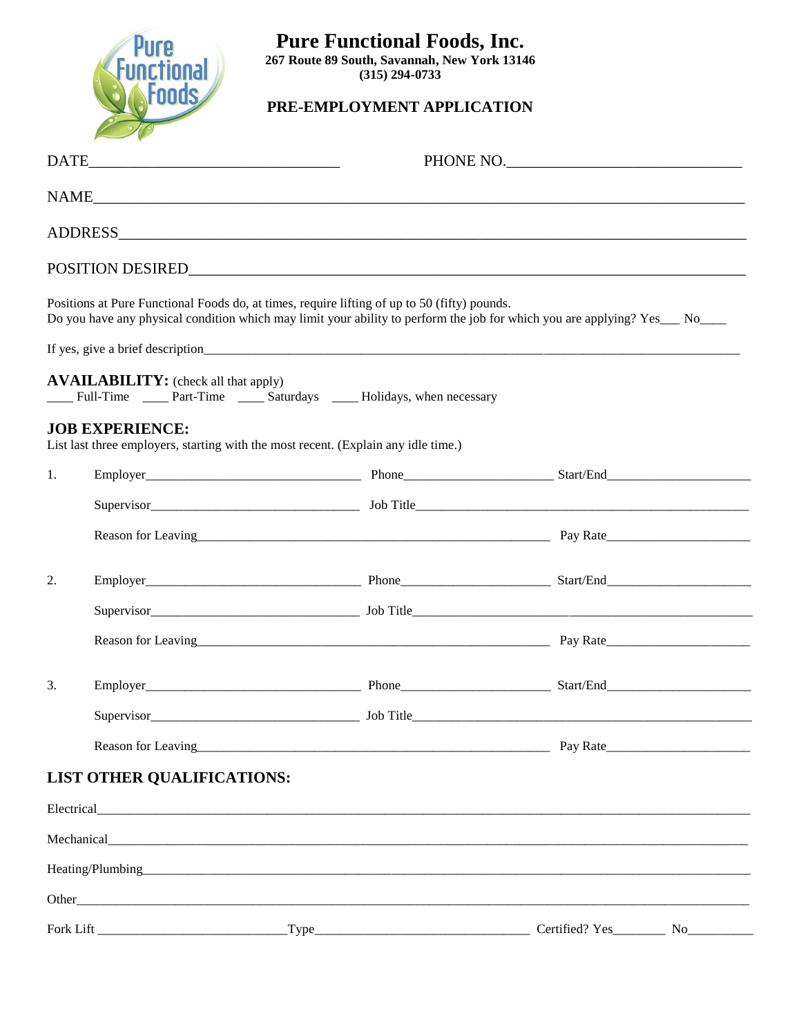# Pure Functional Foods, Inc.

**267 Route 89 South, Savannah, New York 13146**
**(315) 294-0733**

## PRE-EMPLOYMENT APPLICATION

DATE________________________________ PHONE NO.______________________________

NAME_________________________________________________________________________________

ADDRESS______________________________________________________________________________

POSITION DESIRED_____________________________________________________________________

Positions at Pure Functional Foods do, at times, require lifting of up to 50 (fifty) pounds.
Do you have any physical condition which may limit your ability to perform the job for which you are applying? Yes___ No____

If yes, give a brief description_____________________________________________________

**AVAILABILITY:** (check all that apply)
____ Full-Time ____ Part-Time ____ Saturdays ____ Holidays, when necessary

**JOB EXPERIENCE:**
List last three employers, starting with the most recent. (Explain any idle time.)

1. Employer________________________ Phone______________________ Start/End______________________

   Supervisor________________________ Job Title____________________________________________

   Reason for Leaving______________________________________________ Pay Rate______________________

2. Employer________________________ Phone______________________ Start/End______________________

   Supervisor________________________ Job Title____________________________________________

   Reason for Leaving______________________________________________ Pay Rate______________________

3. Employer________________________ Phone______________________ Start/End______________________

   Supervisor________________________ Job Title____________________________________________

   Reason for Leaving______________________________________________ Pay Rate______________________

**LIST OTHER QUALIFICATIONS:**

Electrical___________________________________________________________________________

Mechanical__________________________________________________________________________

Heating/Plumbing_____________________________________________________________________

Other_______________________________________________________________________________

Fork Lift ____________________________Type_________________________________ Certified? Yes________ No__________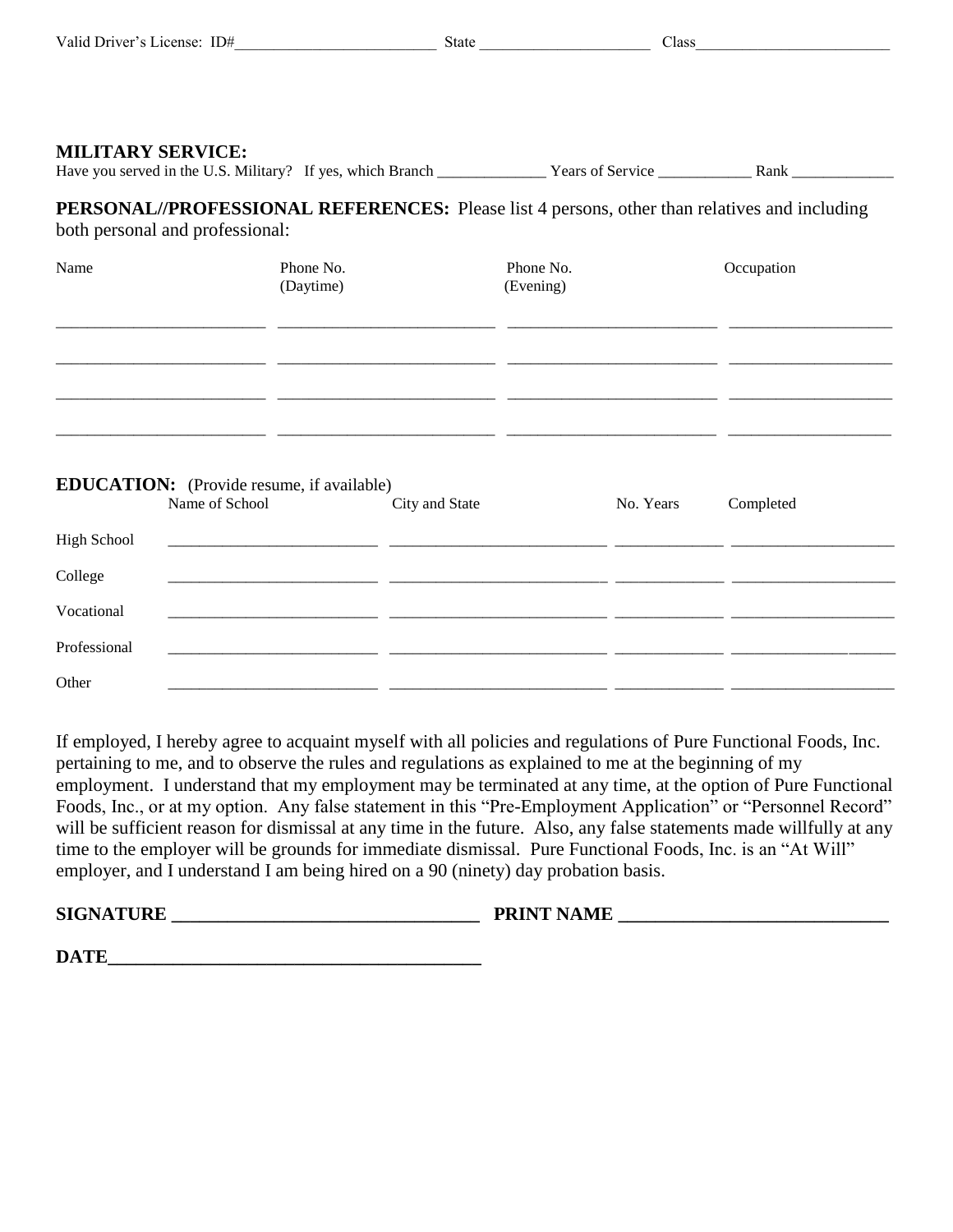Valid Driver's License: ID#__________________________ State ______________________ Class_________________________

**MILITARY SERVICE:**

Have you served in the U.S. Military? If yes, which Branch ______________ Years of Service ____________ Rank _____________

**PERSONAL//PROFESSIONAL REFERENCES:** Please list 4 persons, other than relatives and including both personal and professional:

| Name | Phone No. (Daytime) | Phone No. (Evening) | Occupation |
|---|---|---|---|
| | | | |
| | | | |
| | | | |
| | | | |

**EDUCATION:** (Provide resume, if available)

| | Name of School | City and State | No. Years | Completed |
|---|---|---|---|---|
| High School | | | | |
| College | | | | |
| Vocational | | | | |
| Professional | | | | |
| Other | | | | |

If employed, I hereby agree to acquaint myself with all policies and regulations of Pure Functional Foods, Inc. pertaining to me, and to observe the rules and regulations as explained to me at the beginning of my employment. I understand that my employment may be terminated at any time, at the option of Pure Functional Foods, Inc., or at my option. Any false statement in this "Pre-Employment Application" or "Personnel Record" will be sufficient reason for dismissal at any time in the future. Also, any false statements made willfully at any time to the employer will be grounds for immediate dismissal. Pure Functional Foods, Inc. is an "At Will" employer, and I understand I am being hired on a 90 (ninety) day probation basis.

**SIGNATURE** _________________________________ **PRINT NAME** _____________________________

**DATE**________________________________________